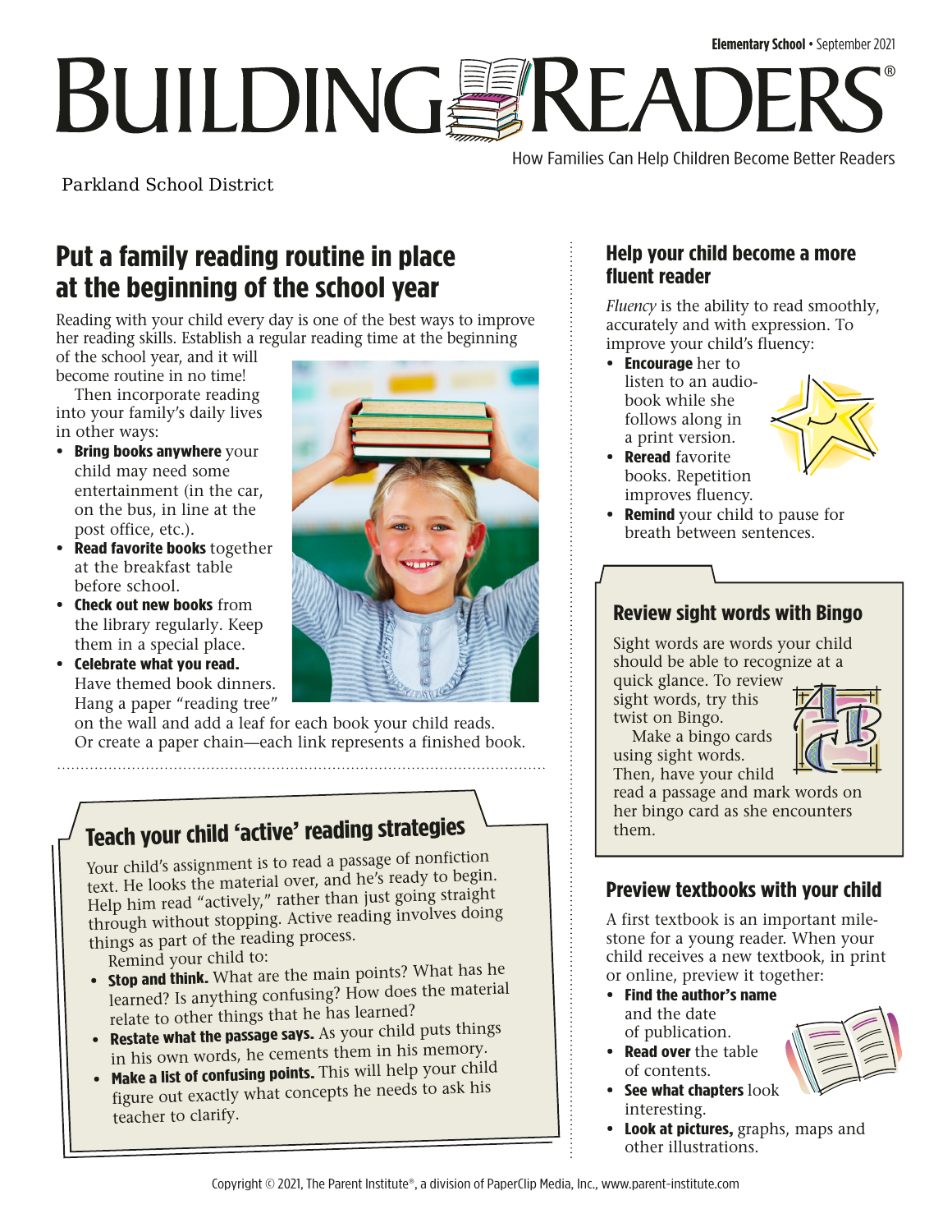Elementary School • September 2021

# BUILDING READERS®

How Families Can Help Children Become Better Readers

Parkland School District

## Put a family reading routine in place at the beginning of the school year

Reading with your child every day is one of the best ways to improve her reading skills. Establish a regular reading time at the beginning of the school year, and it will become routine in no time!

Then incorporate reading into your family's daily lives in other ways:

- **Bring books anywhere** your child may need some entertainment (in the car, on the bus, in line at the post office, etc.).
- **Read favorite books** together at the breakfast table before school.
- **Check out new books** from the library regularly. Keep them in a special place.
- **Celebrate what you read.** Have themed book dinners. Hang a paper "reading tree" on the wall and add a leaf for each book your child reads. Or create a paper chain—each link represents a finished book.

## Teach your child 'active' reading strategies

Your child's assignment is to read a passage of nonfiction text. He looks the material over, and he's ready to begin. Help him read "actively," rather than just going straight through without stopping. Active reading involves doing things as part of the reading process.

Remind your child to:

- **Stop and think.** What are the main points? What has he learned? Is anything confusing? How does the material relate to other things that he has learned?
- **Restate what the passage says.** As your child puts things in his own words, he cements them in his memory.
- **Make a list of confusing points.** This will help your child figure out exactly what concepts he needs to ask his teacher to clarify.

## Help your child become a more fluent reader

*Fluency* is the ability to read smoothly, accurately and with expression. To improve your child's fluency:

- **Encourage** her to listen to an audiobook while she follows along in a print version.
- **Reread** favorite books. Repetition improves fluency.
- **Remind** your child to pause for breath between sentences.

## Review sight words with Bingo

Sight words are words your child should be able to recognize at a quick glance. To review sight words, try this twist on Bingo.

Make a bingo cards using sight words. Then, have your child read a passage and mark words on her bingo card as she encounters them.

## Preview textbooks with your child

A first textbook is an important milestone for a young reader. When your child receives a new textbook, in print or online, preview it together:

- **Find the author's name** and the date of publication.
- **Read over** the table of contents.
- **See what chapters** look interesting.
- **Look at pictures,** graphs, maps and other illustrations.

Copyright © 2021, The Parent Institute®, a division of PaperClip Media, Inc., www.parent-institute.com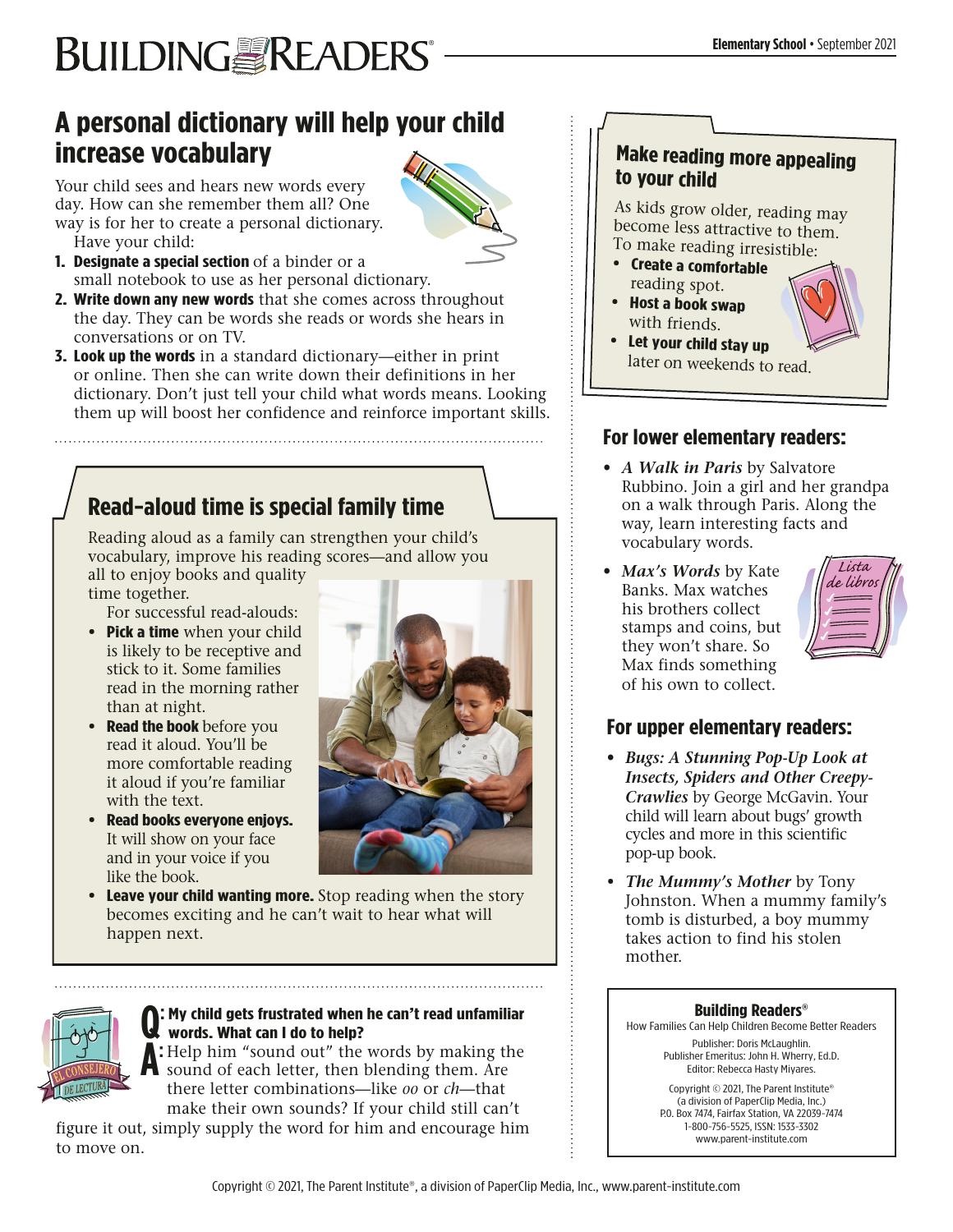# BUILDING READERS®

**Elementary School** • September 2021

## A personal dictionary will help your child increase vocabulary

Your child sees and hears new words every day. How can she remember them all? One way is for her to create a personal dictionary.

Have your child:

1. **Designate a special section** of a binder or a small notebook to use as her personal dictionary.
2. **Write down any new words** that she comes across throughout the day. They can be words she reads or words she hears in conversations or on TV.
3. **Look up the words** in a standard dictionary—either in print or online. Then she can write down their definitions in her dictionary. Don't just tell your child what words means. Looking them up will boost her confidence and reinforce important skills.

## Read-aloud time is special family time

Reading aloud as a family can strengthen your child's vocabulary, improve his reading scores—and allow you all to enjoy books and quality time together.

For successful read-alouds:

- **Pick a time** when your child is likely to be receptive and stick to it. Some families read in the morning rather than at night.
- **Read the book** before you read it aloud. You'll be more comfortable reading it aloud if you're familiar with the text.
- **Read books everyone enjoys.** It will show on your face and in your voice if you like the book.
- **Leave your child wanting more.** Stop reading when the story becomes exciting and he can't wait to hear what will happen next.

**Q: My child gets frustrated when he can't read unfamiliar words. What can I do to help?**

**A:** Help him "sound out" the words by making the sound of each letter, then blending them. Are there letter combinations—like *oo* or *ch*—that make their own sounds? If your child still can't figure it out, simply supply the word for him and encourage him to move on.

## Make reading more appealing to your child

As kids grow older, reading may become less attractive to them. To make reading irresistible:

- **Create a comfortable** reading spot.
- **Host a book swap** with friends.
- **Let your child stay up** later on weekends to read.

## For lower elementary readers:

- ***A Walk in Paris*** by Salvatore Rubbino. Join a girl and her grandpa on a walk through Paris. Along the way, learn interesting facts and vocabulary words.
- ***Max's Words*** by Kate Banks. Max watches his brothers collect stamps and coins, but they won't share. So Max finds something of his own to collect.

## For upper elementary readers:

- ***Bugs: A Stunning Pop-Up Look at Insects, Spiders and Other Creepy-Crawlies*** by George McGavin. Your child will learn about bugs' growth cycles and more in this scientific pop-up book.
- ***The Mummy's Mother*** by Tony Johnston. When a mummy family's tomb is disturbed, a boy mummy takes action to find his stolen mother.

**Building Readers®**
How Families Can Help Children Become Better Readers

Publisher: Doris McLaughlin.
Publisher Emeritus: John H. Wherry, Ed.D.
Editor: Rebecca Hasty Miyares.

Copyright © 2021, The Parent Institute® (a division of PaperClip Media, Inc.)
P.O. Box 7474, Fairfax Station, VA 22039-7474
1-800-756-5525, ISSN: 1533-3302
www.parent-institute.com

Copyright © 2021, The Parent Institute®, a division of PaperClip Media, Inc., www.parent-institute.com